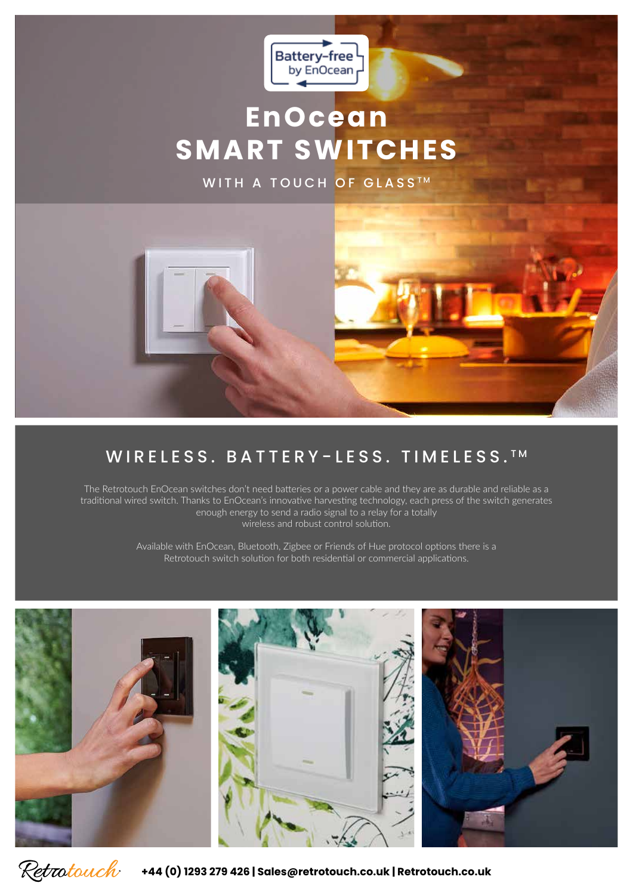Battery-free by EnOcean

# EnOcean SMART SWITCHES

WITH A TOUCH OF GLASS™

## WIRELESS. BATTERY-LESS. TIMELESS.™

The Retrotouch EnOcean switches don't need batteries or a power cable and they are as durable and reliable as a traditional wired switch. Thanks to EnOcean's innovative harvesting technology, each press of the switch generates enough energy to send a radio signal to a relay for a totally wireless and robust control solution.

Available with EnOcean, Bluetooth, Zigbee or Friends of Hue protocol options there is a Retrotouch switch solution for both residential or commercial applications.

Retrotouch **+44 (0) 1293 279 426 | Sales@retrotouch.co.uk | Retrotouch.co.uk**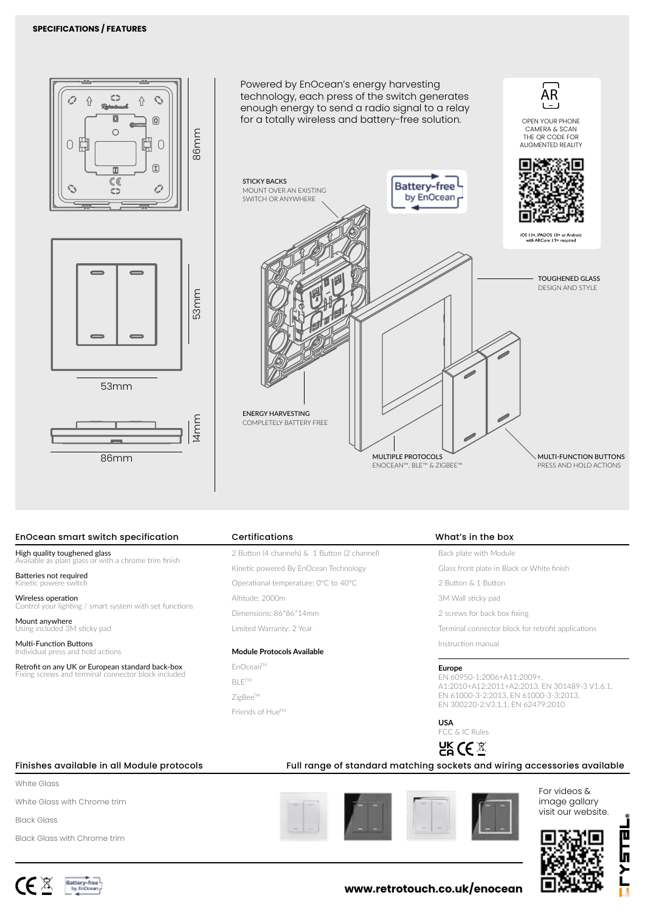**SPECIFICATIONS / FEATURES**

86mm

53mm

53mm

14mm

86mm

Powered by EnOcean's energy harvesting technology, each press of the switch generates enough energy to send a radio signal to a relay for a totally wireless and battery-free solution.

AR

OPEN YOUR PHONE CAMERA & SCAN THE QR CODE FOR AUGMENTED REALITY

iOS 13+, iPADOS 13+ or Android with ARCore 1.9+ required

STICKY BACKS
MOUNT OVER AN EXISTING SWITCH OR ANYWHERE

Battery-free by EnOcean

TOUGHENED GLASS
DESIGN AND STYLE

ENERGY HARVESTING
COMPLETELY BATTERY FREE

MULTIPLE PROTOCOLS
ENOCEAN™, BLE™ & ZIGBEE™

MULTI-FUNCTION BUTTONS
PRESS AND HOLD ACTIONS

## EnOcean smart switch specification

High quality toughened glass
Available as plain glass or with a chrome trim finish

Batteries not required
Kinetic powere switch

Wireless operation
Control your lighting / smart system with set functions

Mount anywhere
Using included 3M sticky pad

Multi-Function Buttons
Individual press and hold actions

Retrofit on any UK or European standard back-box
Fixing screws and terminal connector block included

## Certifications

2 Button (4 channels) & 1 Button (2 channel)

Kinetic powered By EnOcean Technology

Operational temperature: 0°C to 40°C

Altitude: 2000m

Dimensions: 86*86*14mm

Limited Warranty: 2 Year

### Module Protocols Available

EnOcean™

BLE™

ZigBee™

Friends of Hue™

## What's in the box

Back plate with Module

Glass front plate in Black or White finish

2 Button & 1 Button

3M Wall sticky pad

2 screws for back box fixing

Terminal connector block for retrofit applications

Instruction manual

**Europe**
EN 60950-1:2006+A11:2009+, A1:2010+A12:2011+A2:2013, EN 301489-3 V1.6.1, EN 61000-3-2:2013, EN 61000-3-3:2013, EN 300220-2:V3.1.1, EN 62479:2010

**USA**
FCC & IC Rules

## Finishes available in all Module protocols

White Glass

White Glass with Chrome trim

Black Glass

Black Glass with Chrome trim

## Full range of standard matching sockets and wiring accessories available

For videos & image gallary visit our website.

**www.retrotouch.co.uk/enocean**